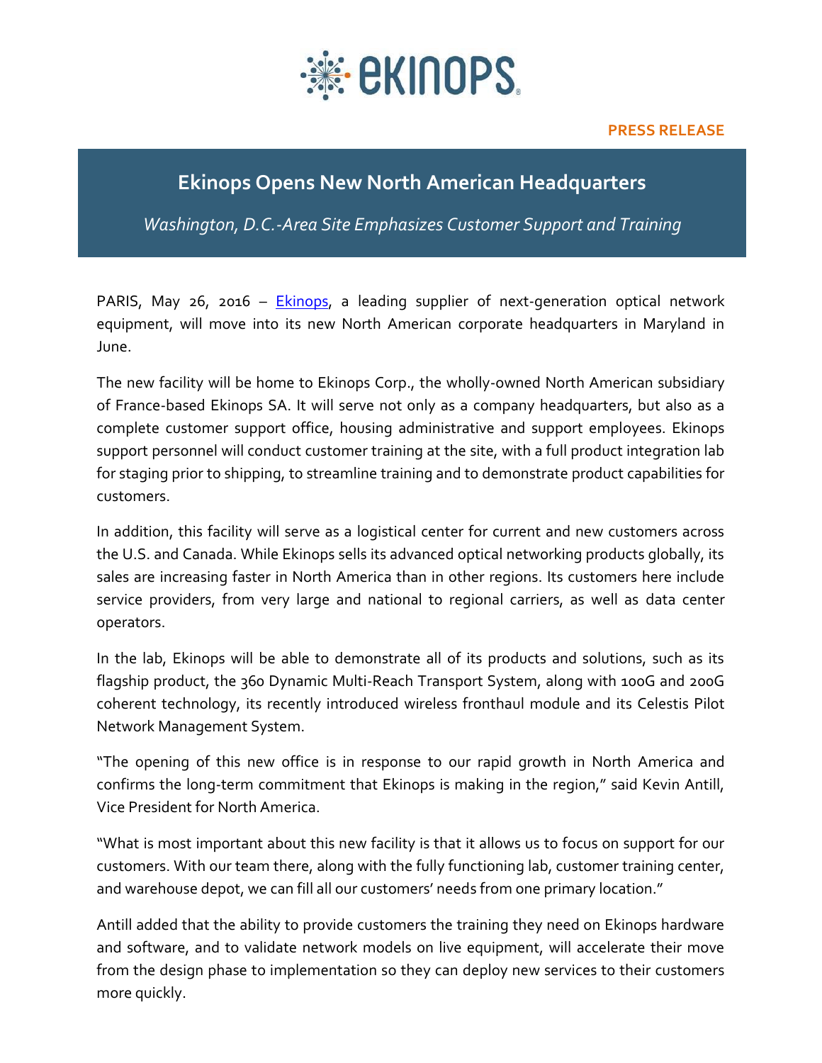**PRESS RELEASE**

# Ekinops Opens New North American Headquarters

*Washington, D.C.-Area Site Emphasizes Customer Support and Training*

PARIS, May 26, 2016 – Ekinops, a leading supplier of next-generation optical network equipment, will move into its new North American corporate headquarters in Maryland in June.

The new facility will be home to Ekinops Corp., the wholly-owned North American subsidiary of France-based Ekinops SA. It will serve not only as a company headquarters, but also as a complete customer support office, housing administrative and support employees. Ekinops support personnel will conduct customer training at the site, with a full product integration lab for staging prior to shipping, to streamline training and to demonstrate product capabilities for customers.

In addition, this facility will serve as a logistical center for current and new customers across the U.S. and Canada. While Ekinops sells its advanced optical networking products globally, its sales are increasing faster in North America than in other regions. Its customers here include service providers, from very large and national to regional carriers, as well as data center operators.

In the lab, Ekinops will be able to demonstrate all of its products and solutions, such as its flagship product, the 360 Dynamic Multi-Reach Transport System, along with 100G and 200G coherent technology, its recently introduced wireless fronthaul module and its Celestis Pilot Network Management System.

"The opening of this new office is in response to our rapid growth in North America and confirms the long-term commitment that Ekinops is making in the region," said Kevin Antill, Vice President for North America.

"What is most important about this new facility is that it allows us to focus on support for our customers. With our team there, along with the fully functioning lab, customer training center, and warehouse depot, we can fill all our customers' needs from one primary location."

Antill added that the ability to provide customers the training they need on Ekinops hardware and software, and to validate network models on live equipment, will accelerate their move from the design phase to implementation so they can deploy new services to their customers more quickly.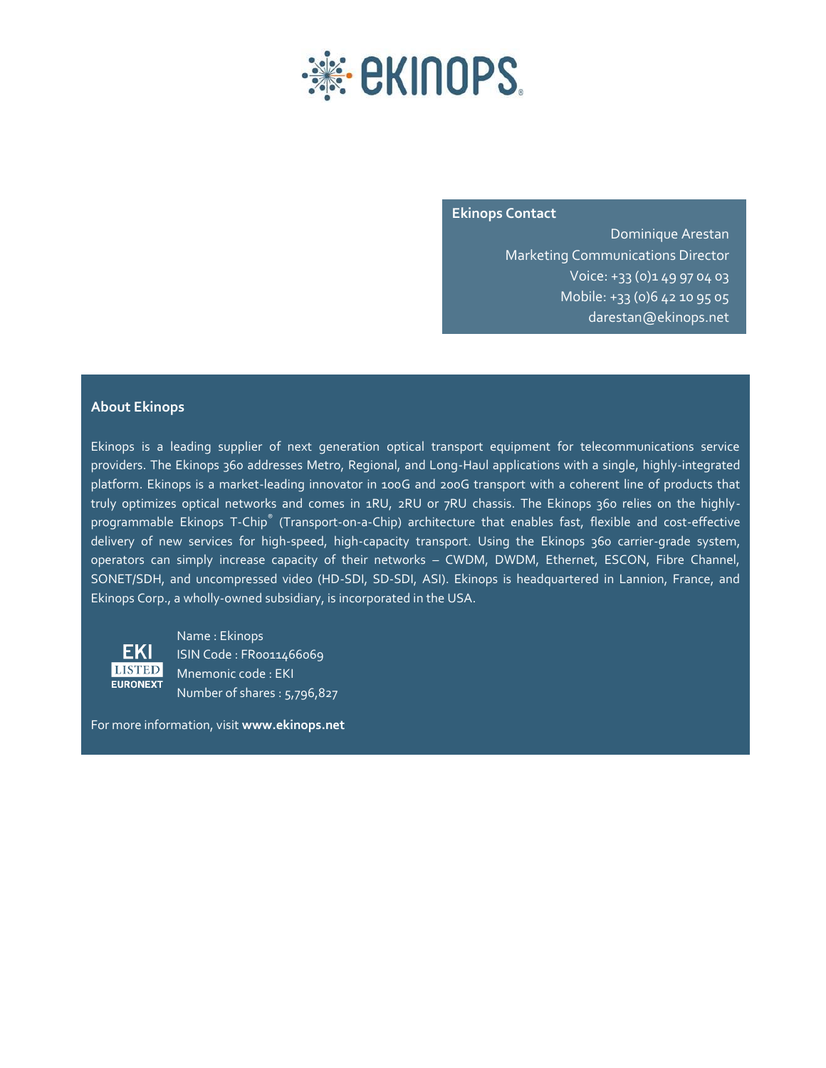**Ekinops Contact**

Dominique Arestan
Marketing Communications Director
Voice: +33 (0)1 49 97 04 03
Mobile: +33 (0)6 42 10 95 05
darestan@ekinops.net

**About Ekinops**

Ekinops is a leading supplier of next generation optical transport equipment for telecommunications service providers. The Ekinops 360 addresses Metro, Regional, and Long-Haul applications with a single, highly-integrated platform. Ekinops is a market-leading innovator in 100G and 200G transport with a coherent line of products that truly optimizes optical networks and comes in 1RU, 2RU or 7RU chassis. The Ekinops 360 relies on the highly-programmable Ekinops T-Chip® (Transport-on-a-Chip) architecture that enables fast, flexible and cost-effective delivery of new services for high-speed, high-capacity transport. Using the Ekinops 360 carrier-grade system, operators can simply increase capacity of their networks – CWDM, DWDM, Ethernet, ESCON, Fibre Channel, SONET/SDH, and uncompressed video (HD-SDI, SD-SDI, ASI). Ekinops is headquartered in Lannion, France, and Ekinops Corp., a wholly-owned subsidiary, is incorporated in the USA.

EKI LISTED EURONEXT

Name : Ekinops
ISIN Code : FR0011466069
Mnemonic code : EKI
Number of shares : 5,796,827

For more information, visit **www.ekinops.net**